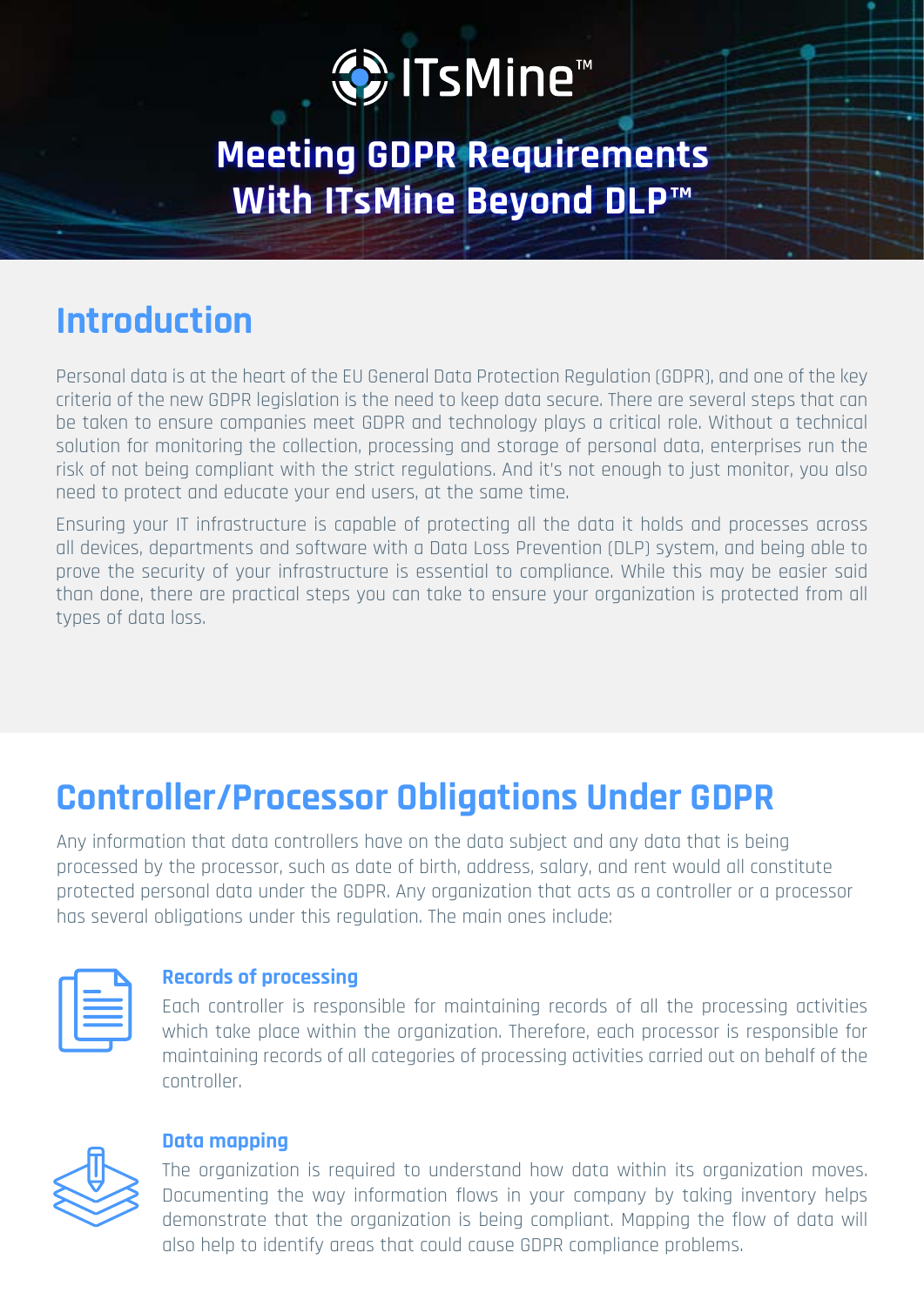ITsMine™

# Meeting GDPR Requirements With ITsMine Beyond DLP™

## Introduction

Personal data is at the heart of the EU General Data Protection Regulation (GDPR), and one of the key criteria of the new GDPR legislation is the need to keep data secure. There are several steps that can be taken to ensure companies meet GDPR and technology plays a critical role. Without a technical solution for monitoring the collection, processing and storage of personal data, enterprises run the risk of not being compliant with the strict regulations. And it's not enough to just monitor, you also need to protect and educate your end users, at the same time.

Ensuring your IT infrastructure is capable of protecting all the data it holds and processes across all devices, departments and software with a Data Loss Prevention (DLP) system, and being able to prove the security of your infrastructure is essential to compliance. While this may be easier said than done, there are practical steps you can take to ensure your organization is protected from all types of data loss.

## Controller/Processor Obligations Under GDPR

Any information that data controllers have on the data subject and any data that is being processed by the processor, such as date of birth, address, salary, and rent would all constitute protected personal data under the GDPR. Any organization that acts as a controller or a processor has several obligations under this regulation. The main ones include:

### Records of processing

Each controller is responsible for maintaining records of all the processing activities which take place within the organization. Therefore, each processor is responsible for maintaining records of all categories of processing activities carried out on behalf of the controller.

### Data mapping

The organization is required to understand how data within its organization moves. Documenting the way information flows in your company by taking inventory helps demonstrate that the organization is being compliant. Mapping the flow of data will also help to identify areas that could cause GDPR compliance problems.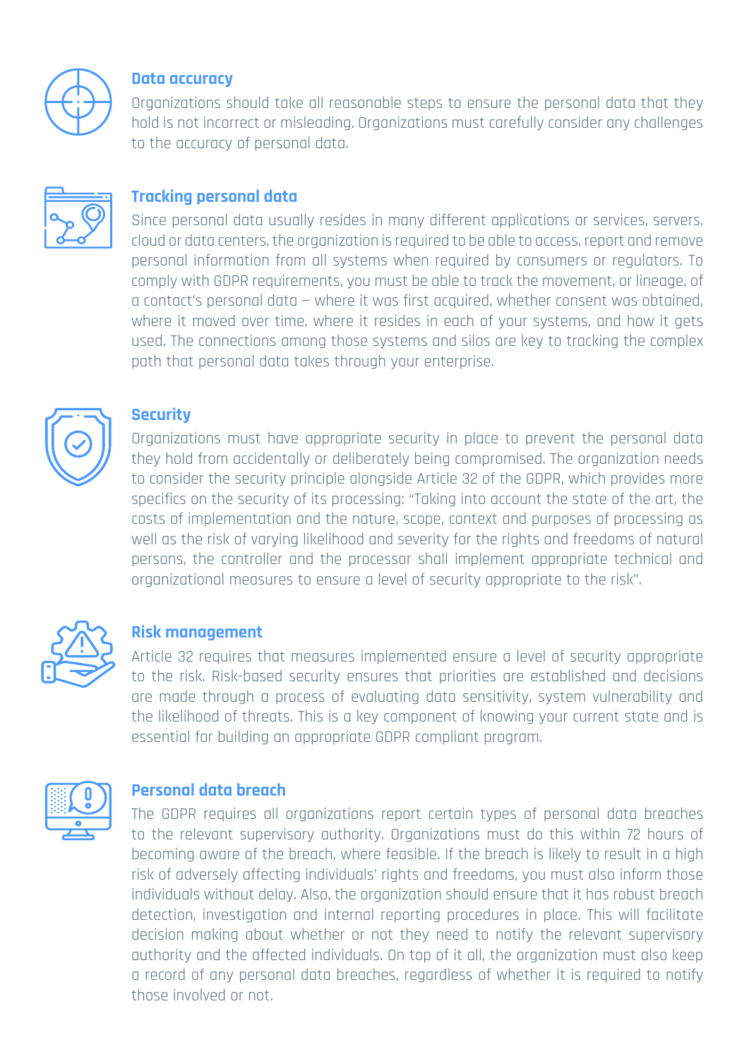### Data accuracy

Organizations should take all reasonable steps to ensure the personal data that they hold is not incorrect or misleading. Organizations must carefully consider any challenges to the accuracy of personal data.

### Tracking personal data

Since personal data usually resides in many different applications or services, servers, cloud or data centers, the organization is required to be able to access, report and remove personal information from all systems when required by consumers or regulators. To comply with GDPR requirements, you must be able to track the movement, or lineage, of a contact's personal data – where it was first acquired, whether consent was obtained, where it moved over time, where it resides in each of your systems, and how it gets used. The connections among those systems and silos are key to tracking the complex path that personal data takes through your enterprise.

### Security

Organizations must have appropriate security in place to prevent the personal data they hold from accidentally or deliberately being compromised. The organization needs to consider the security principle alongside Article 32 of the GDPR, which provides more specifics on the security of its processing: "Taking into account the state of the art, the costs of implementation and the nature, scope, context and purposes of processing as well as the risk of varying likelihood and severity for the rights and freedoms of natural persons, the controller and the processor shall implement appropriate technical and organizational measures to ensure a level of security appropriate to the risk".

### Risk management

Article 32 requires that measures implemented ensure a level of security appropriate to the risk. Risk-based security ensures that priorities are established and decisions are made through a process of evaluating data sensitivity, system vulnerability and the likelihood of threats. This is a key component of knowing your current state and is essential for building an appropriate GDPR compliant program.

### Personal data breach

The GDPR requires all organizations report certain types of personal data breaches to the relevant supervisory authority. Organizations must do this within 72 hours of becoming aware of the breach, where feasible. If the breach is likely to result in a high risk of adversely affecting individuals' rights and freedoms, you must also inform those individuals without delay. Also, the organization should ensure that it has robust breach detection, investigation and internal reporting procedures in place. This will facilitate decision making about whether or not they need to notify the relevant supervisory authority and the affected individuals. On top of it all, the organization must also keep a record of any personal data breaches, regardless of whether it is required to notify those involved or not.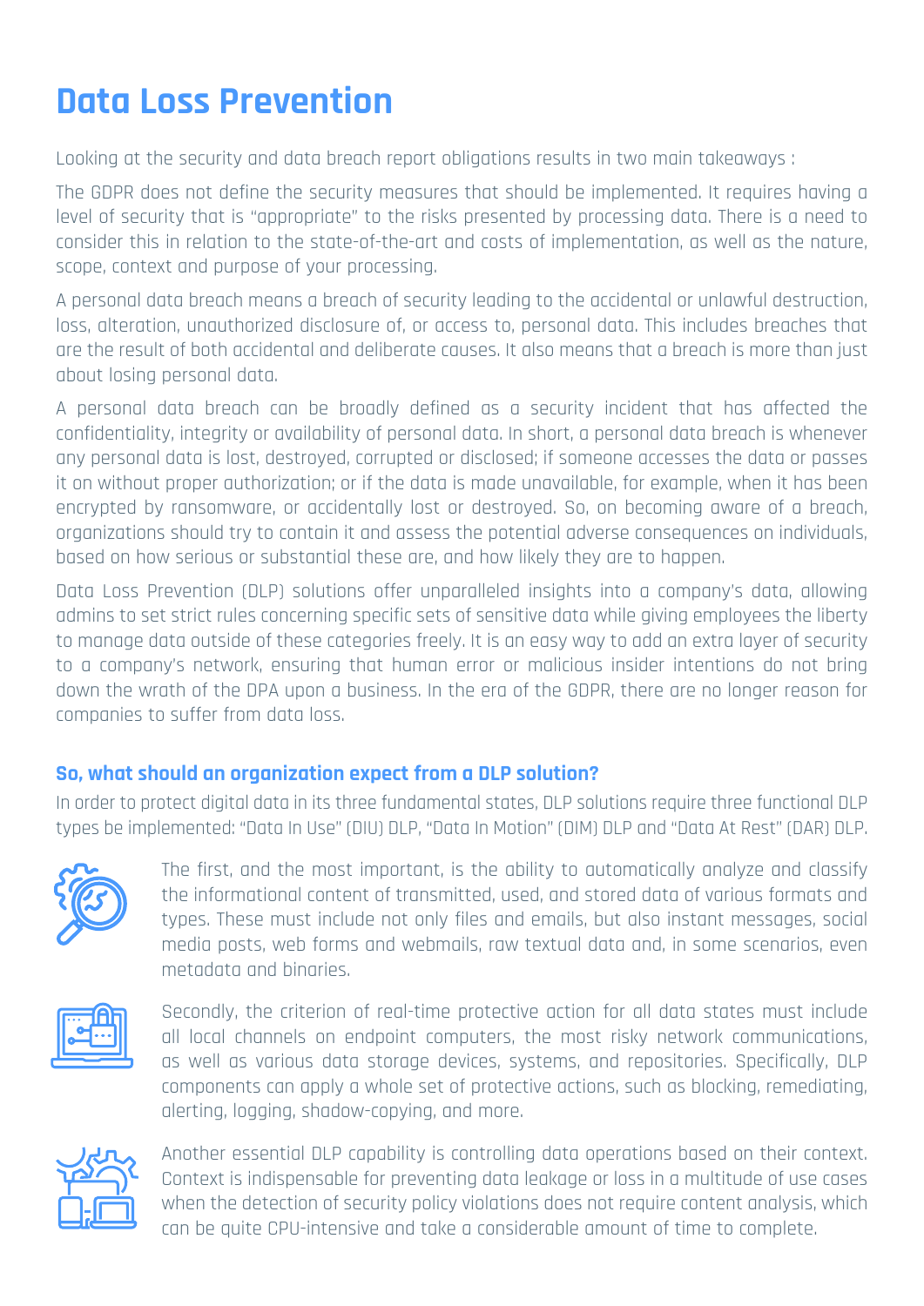# Data Loss Prevention

Looking at the security and data breach report obligations results in two main takeaways :

The GDPR does not define the security measures that should be implemented. It requires having a level of security that is "appropriate" to the risks presented by processing data. There is a need to consider this in relation to the state-of-the-art and costs of implementation, as well as the nature, scope, context and purpose of your processing.

A personal data breach means a breach of security leading to the accidental or unlawful destruction, loss, alteration, unauthorized disclosure of, or access to, personal data. This includes breaches that are the result of both accidental and deliberate causes. It also means that a breach is more than just about losing personal data.

A personal data breach can be broadly defined as a security incident that has affected the confidentiality, integrity or availability of personal data. In short, a personal data breach is whenever any personal data is lost, destroyed, corrupted or disclosed; if someone accesses the data or passes it on without proper authorization; or if the data is made unavailable, for example, when it has been encrypted by ransomware, or accidentally lost or destroyed. So, on becoming aware of a breach, organizations should try to contain it and assess the potential adverse consequences on individuals, based on how serious or substantial these are, and how likely they are to happen.

Data Loss Prevention (DLP) solutions offer unparalleled insights into a company's data, allowing admins to set strict rules concerning specific sets of sensitive data while giving employees the liberty to manage data outside of these categories freely. It is an easy way to add an extra layer of security to a company's network, ensuring that human error or malicious insider intentions do not bring down the wrath of the DPA upon a business. In the era of the GDPR, there are no longer reason for companies to suffer from data loss.

### So, what should an organization expect from a DLP solution?

In order to protect digital data in its three fundamental states, DLP solutions require three functional DLP types be implemented: "Data In Use" (DIU) DLP, "Data In Motion" (DIM) DLP and "Data At Rest" (DAR) DLP.

The first, and the most important, is the ability to automatically analyze and classify the informational content of transmitted, used, and stored data of various formats and types. These must include not only files and emails, but also instant messages, social media posts, web forms and webmails, raw textual data and, in some scenarios, even metadata and binaries.

Secondly, the criterion of real-time protective action for all data states must include all local channels on endpoint computers, the most risky network communications, as well as various data storage devices, systems, and repositories. Specifically, DLP components can apply a whole set of protective actions, such as blocking, remediating, alerting, logging, shadow-copying, and more.

Another essential DLP capability is controlling data operations based on their context. Context is indispensable for preventing data leakage or loss in a multitude of use cases when the detection of security policy violations does not require content analysis, which can be quite CPU-intensive and take a considerable amount of time to complete.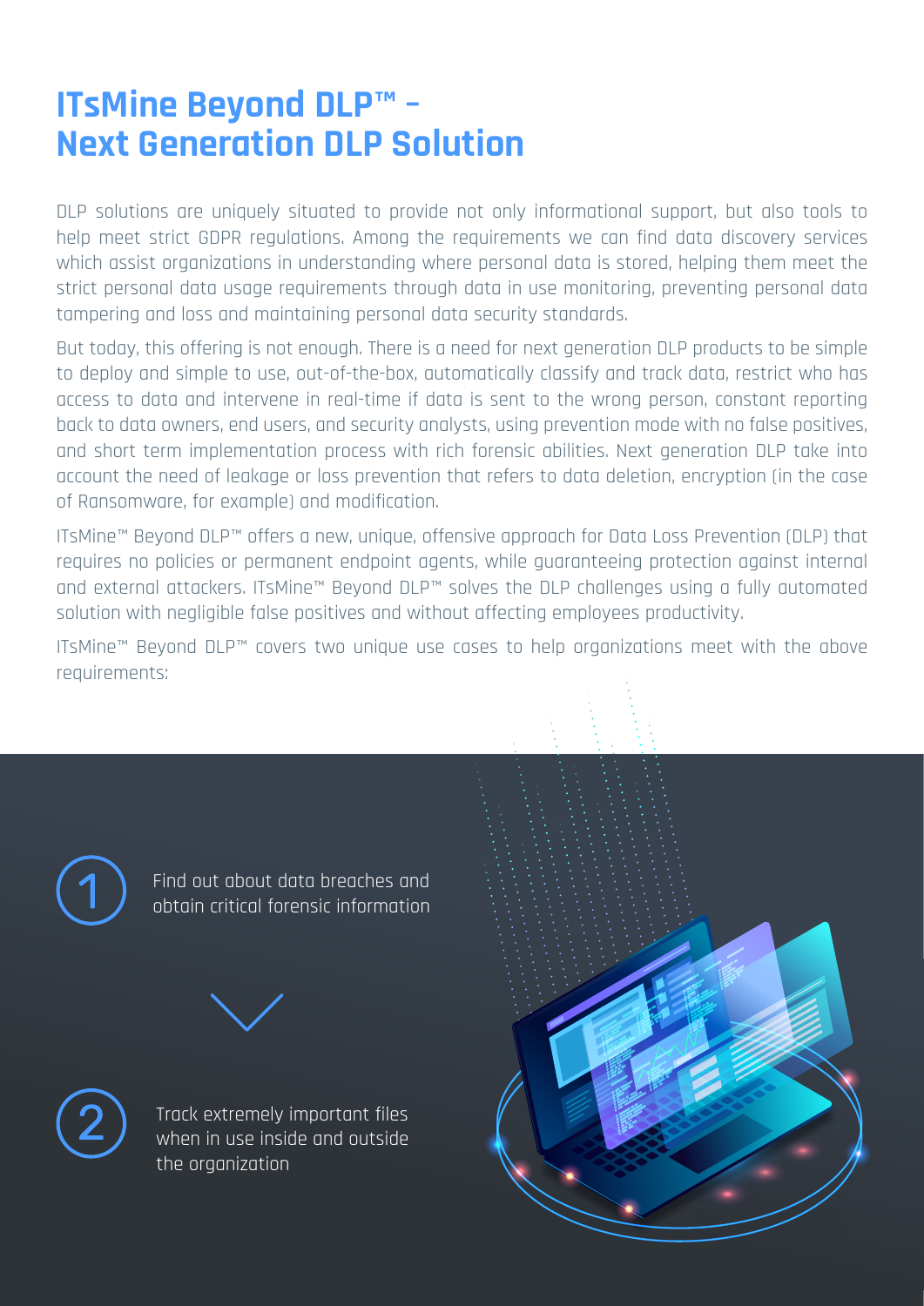# ITsMine Beyond DLP™ – Next Generation DLP Solution

DLP solutions are uniquely situated to provide not only informational support, but also tools to help meet strict GDPR regulations. Among the requirements we can find data discovery services which assist organizations in understanding where personal data is stored, helping them meet the strict personal data usage requirements through data in use monitoring, preventing personal data tampering and loss and maintaining personal data security standards.

But today, this offering is not enough. There is a need for next generation DLP products to be simple to deploy and simple to use, out-of-the-box, automatically classify and track data, restrict who has access to data and intervene in real-time if data is sent to the wrong person, constant reporting back to data owners, end users, and security analysts, using prevention mode with no false positives, and short term implementation process with rich forensic abilities. Next generation DLP take into account the need of leakage or loss prevention that refers to data deletion, encryption (in the case of Ransomware, for example) and modification.

ITsMine™ Beyond DLP™ offers a new, unique, offensive approach for Data Loss Prevention (DLP) that requires no policies or permanent endpoint agents, while guaranteeing protection against internal and external attackers. ITsMine™ Beyond DLP™ solves the DLP challenges using a fully automated solution with negligible false positives and without affecting employees productivity.

ITsMine™ Beyond DLP™ covers two unique use cases to help organizations meet with the above requirements:

1. Find out about data breaches and obtain critical forensic information
2. Track extremely important files when in use inside and outside the organization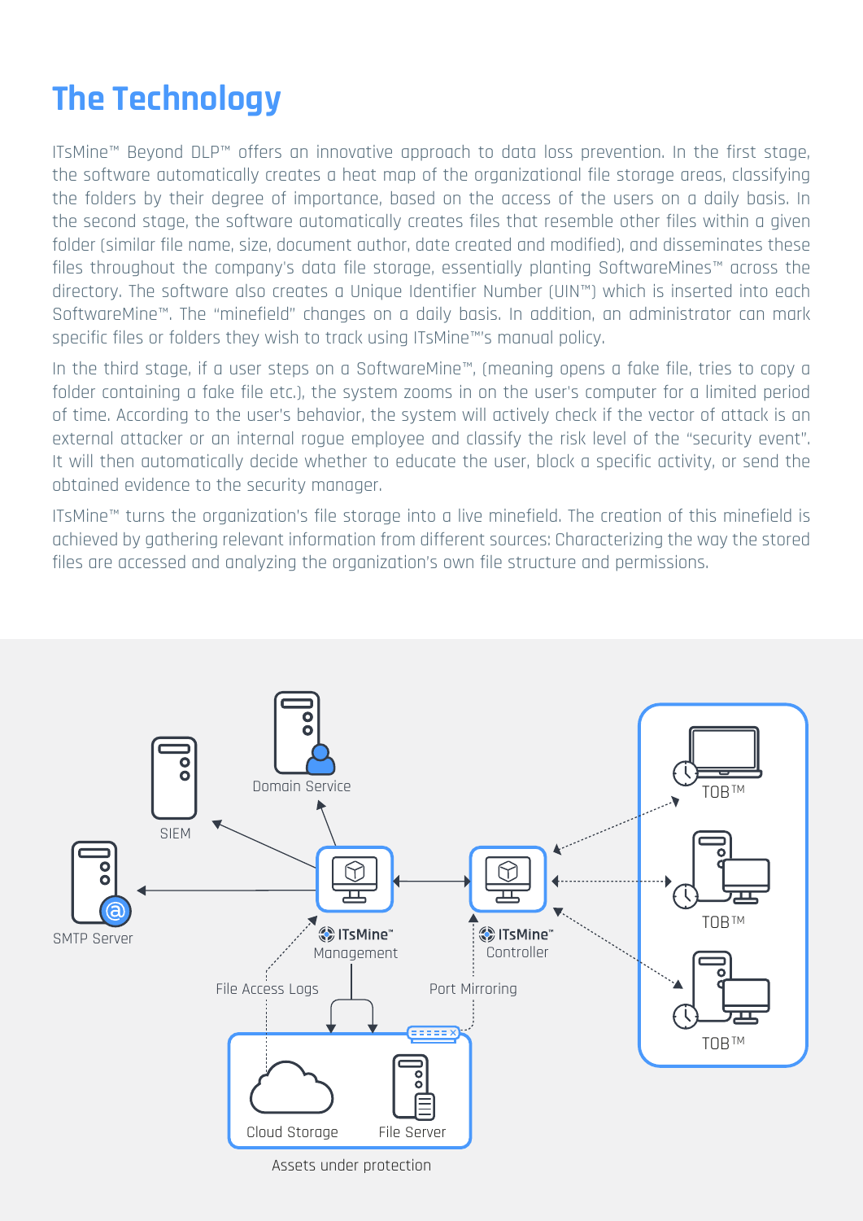# The Technology

ITsMine™ Beyond DLP™ offers an innovative approach to data loss prevention. In the first stage, the software automatically creates a heat map of the organizational file storage areas, classifying the folders by their degree of importance, based on the access of the users on a daily basis. In the second stage, the software automatically creates files that resemble other files within a given folder (similar file name, size, document author, date created and modified), and disseminates these files throughout the company's data file storage, essentially planting SoftwareMines™ across the directory. The software also creates a Unique Identifier Number (UIN™) which is inserted into each SoftwareMine™. The "minefield" changes on a daily basis. In addition, an administrator can mark specific files or folders they wish to track using ITsMine™'s manual policy.

In the third stage, if a user steps on a SoftwareMine™, (meaning opens a fake file, tries to copy a folder containing a fake file etc.), the system zooms in on the user's computer for a limited period of time. According to the user's behavior, the system will actively check if the vector of attack is an external attacker or an internal rogue employee and classify the risk level of the "security event". It will then automatically decide whether to educate the user, block a specific activity, or send the obtained evidence to the security manager.

ITsMine™ turns the organization's file storage into a live minefield. The creation of this minefield is achieved by gathering relevant information from different sources: Characterizing the way the stored files are accessed and analyzing the organization's own file structure and permissions.

Domain Service

SIEM

SMTP Server

ITsMine™ Management

ITsMine™ Controller

TOB™

TOB™

TOB™

File Access Logs

Port Mirroring

Cloud Storage

File Server

Assets under protection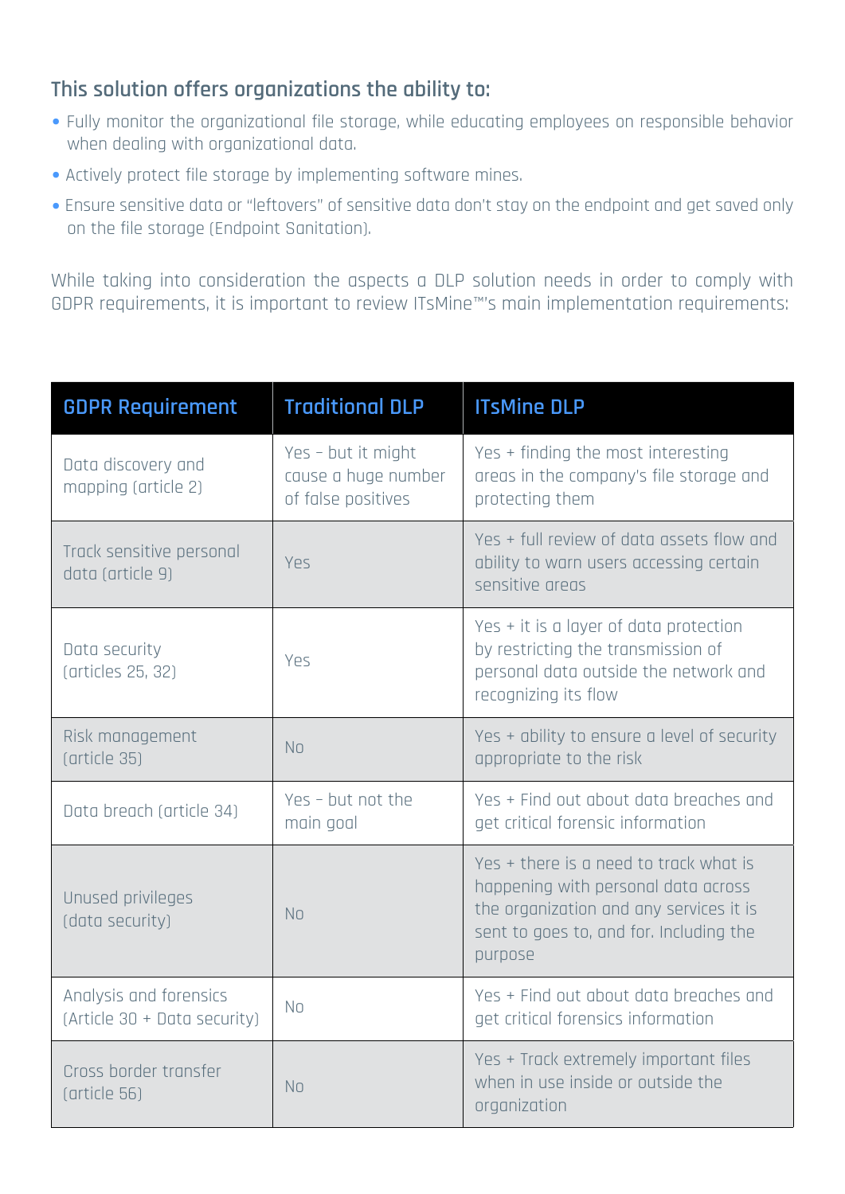### This solution offers organizations the ability to:

- Fully monitor the organizational file storage, while educating employees on responsible behavior when dealing with organizational data.
- Actively protect file storage by implementing software mines.
- Ensure sensitive data or "leftovers" of sensitive data don't stay on the endpoint and get saved only on the file storage (Endpoint Sanitation).

While taking into consideration the aspects a DLP solution needs in order to comply with GDPR requirements, it is important to review ITsMine™'s main implementation requirements:

| GDPR Requirement | Traditional DLP | ITsMine DLP |
|---|---|---|
| Data discovery and mapping (article 2) | Yes – but it might cause a huge number of false positives | Yes + finding the most interesting areas in the company's file storage and protecting them |
| Track sensitive personal data (article 9) | Yes | Yes + full review of data assets flow and ability to warn users accessing certain sensitive areas |
| Data security (articles 25, 32) | Yes | Yes + it is a layer of data protection by restricting the transmission of personal data outside the network and recognizing its flow |
| Risk management (article 35) | No | Yes + ability to ensure a level of security appropriate to the risk |
| Data breach (article 34) | Yes – but not the main goal | Yes + Find out about data breaches and get critical forensic information |
| Unused privileges (data security) | No | Yes + there is a need to track what is happening with personal data across the organization and any services it is sent to goes to, and for. Including the purpose |
| Analysis and forensics (Article 30 + Data security) | No | Yes + Find out about data breaches and get critical forensics information |
| Cross border transfer (article 56) | No | Yes + Track extremely important files when in use inside or outside the organization |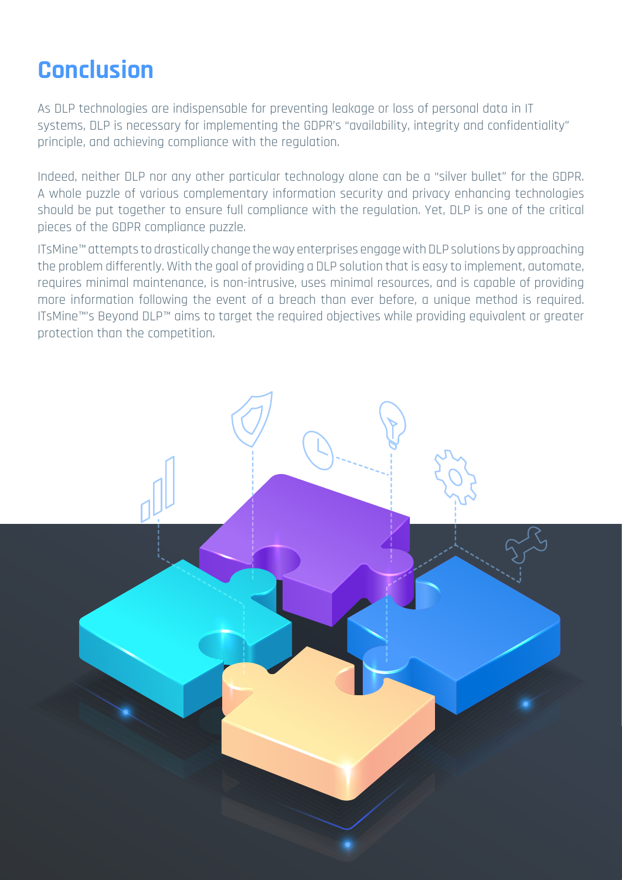# Conclusion

As DLP technologies are indispensable for preventing leakage or loss of personal data in IT systems, DLP is necessary for implementing the GDPR's "availability, integrity and confidentiality" principle, and achieving compliance with the regulation.

Indeed, neither DLP nor any other particular technology alone can be a "silver bullet" for the GDPR. A whole puzzle of various complementary information security and privacy enhancing technologies should be put together to ensure full compliance with the regulation. Yet, DLP is one of the critical pieces of the GDPR compliance puzzle.

ITsMine™ attempts to drastically change the way enterprises engage with DLP solutions by approaching the problem differently. With the goal of providing a DLP solution that is easy to implement, automate, requires minimal maintenance, is non-intrusive, uses minimal resources, and is capable of providing more information following the event of a breach than ever before, a unique method is required. ITsMine™'s Beyond DLP™ aims to target the required objectives while providing equivalent or greater protection than the competition.